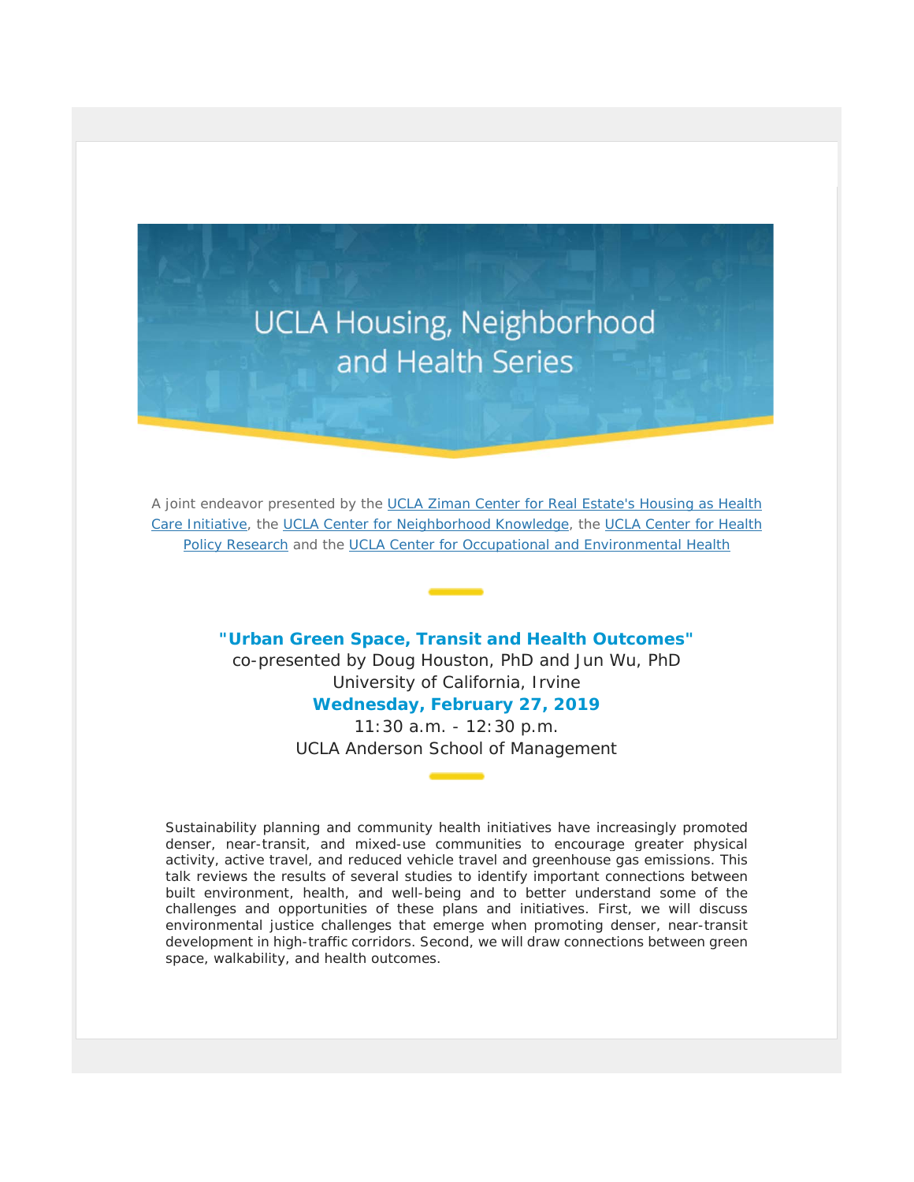# UCLA Housing, Neighborhood and Health Series

A joint endeavor presented by the UCLA Ziman Center for Real Estate's Housing as Health Care Initiative, the UCLA Center for Neighborhood Knowledge, the UCLA Center for Health Policy Research and the UCLA Center for Occupational and Environmental Health

## "Urban Green Space, Transit and Health Outcomes"

co-presented by Doug Houston, PhD and Jun Wu, PhD
University of California, Irvine

**Wednesday, February 27, 2019**

11:30 a.m. - 12:30 p.m.
UCLA Anderson School of Management

Sustainability planning and community health initiatives have increasingly promoted denser, near-transit, and mixed-use communities to encourage greater physical activity, active travel, and reduced vehicle travel and greenhouse gas emissions. This talk reviews the results of several studies to identify important connections between built environment, health, and well-being and to better understand some of the challenges and opportunities of these plans and initiatives. First, we will discuss environmental justice challenges that emerge when promoting denser, near-transit development in high-traffic corridors. Second, we will draw connections between green space, walkability, and health outcomes.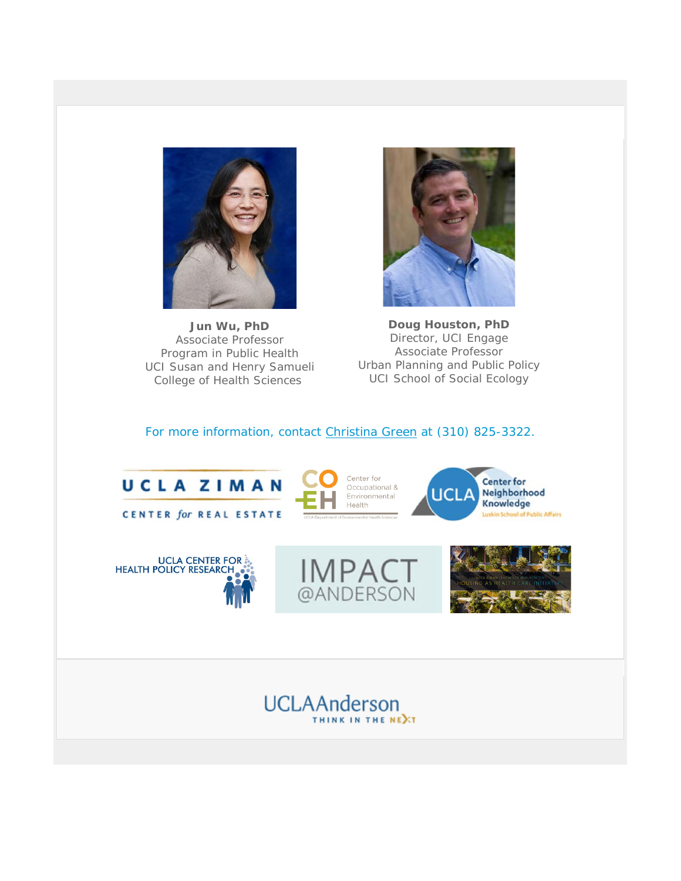**Jun Wu, PhD**
Associate Professor
Program in Public Health
UCI Susan and Henry Samueli
College of Health Sciences

**Doug Houston, PhD**
Director, UCI Engage
Associate Professor
Urban Planning and Public Policy
UCI School of Social Ecology

For more information, contact Christina Green at (310) 825-3322.